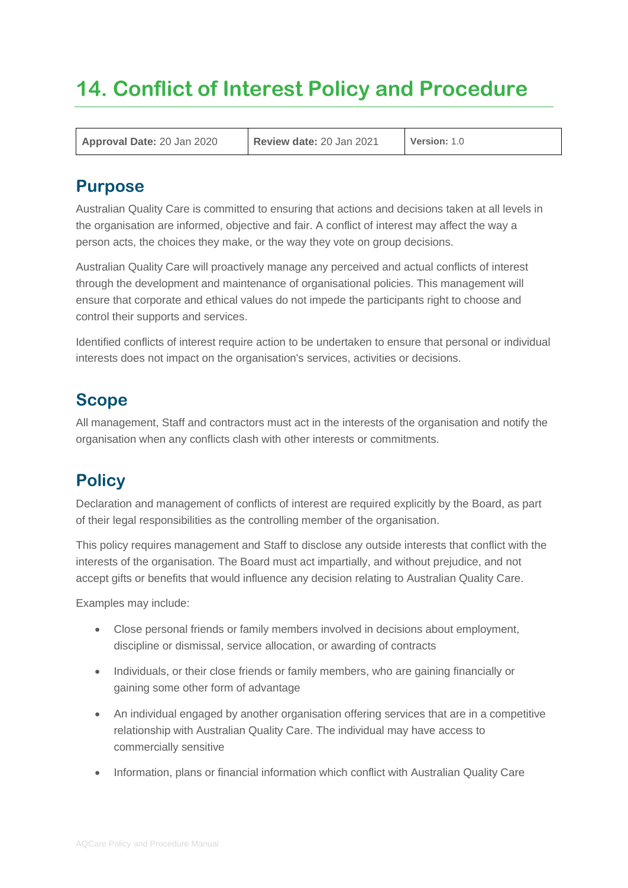# 14. Conflict of Interest Policy and Procedure

| **Approval Date:** 20 Jan 2020 | **Review date:** 20 Jan 2021 | **Version:** 1.0 |
|---|---|---|

## Purpose

Australian Quality Care is committed to ensuring that actions and decisions taken at all levels in the organisation are informed, objective and fair. A conflict of interest may affect the way a person acts, the choices they make, or the way they vote on group decisions.

Australian Quality Care will proactively manage any perceived and actual conflicts of interest through the development and maintenance of organisational policies. This management will ensure that corporate and ethical values do not impede the participants right to choose and control their supports and services.

Identified conflicts of interest require action to be undertaken to ensure that personal or individual interests does not impact on the organisation's services, activities or decisions.

## Scope

All management, Staff and contractors must act in the interests of the organisation and notify the organisation when any conflicts clash with other interests or commitments.

## Policy

Declaration and management of conflicts of interest are required explicitly by the Board, as part of their legal responsibilities as the controlling member of the organisation.

This policy requires management and Staff to disclose any outside interests that conflict with the interests of the organisation. The Board must act impartially, and without prejudice, and not accept gifts or benefits that would influence any decision relating to Australian Quality Care.

Examples may include:

- Close personal friends or family members involved in decisions about employment, discipline or dismissal, service allocation, or awarding of contracts
- Individuals, or their close friends or family members, who are gaining financially or gaining some other form of advantage
- An individual engaged by another organisation offering services that are in a competitive relationship with Australian Quality Care. The individual may have access to commercially sensitive
- Information, plans or financial information which conflict with Australian Quality Care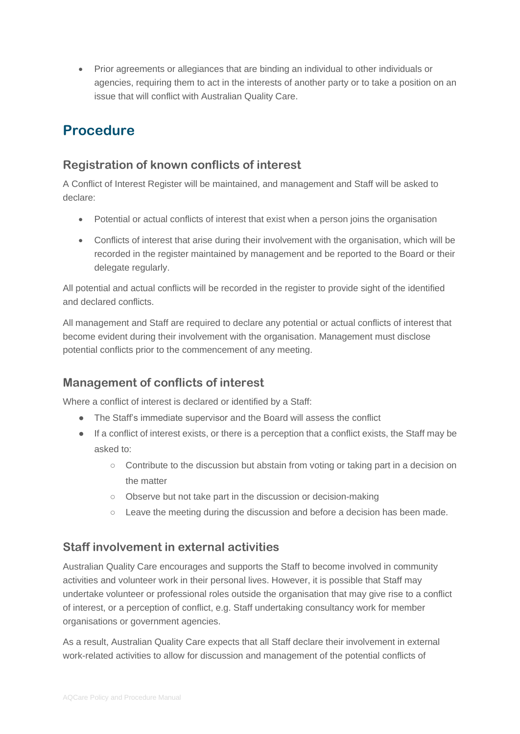- Prior agreements or allegiances that are binding an individual to other individuals or agencies, requiring them to act in the interests of another party or to take a position on an issue that will conflict with Australian Quality Care.

## Procedure

### Registration of known conflicts of interest

A Conflict of Interest Register will be maintained, and management and Staff will be asked to declare:

- Potential or actual conflicts of interest that exist when a person joins the organisation
- Conflicts of interest that arise during their involvement with the organisation, which will be recorded in the register maintained by management and be reported to the Board or their delegate regularly.

All potential and actual conflicts will be recorded in the register to provide sight of the identified and declared conflicts.

All management and Staff are required to declare any potential or actual conflicts of interest that become evident during their involvement with the organisation. Management must disclose potential conflicts prior to the commencement of any meeting.

### Management of conflicts of interest

Where a conflict of interest is declared or identified by a Staff:

- The Staff's immediate supervisor and the Board will assess the conflict
- If a conflict of interest exists, or there is a perception that a conflict exists, the Staff may be asked to:
    - Contribute to the discussion but abstain from voting or taking part in a decision on the matter
    - Observe but not take part in the discussion or decision-making
    - Leave the meeting during the discussion and before a decision has been made.

### Staff involvement in external activities

Australian Quality Care encourages and supports the Staff to become involved in community activities and volunteer work in their personal lives. However, it is possible that Staff may undertake volunteer or professional roles outside the organisation that may give rise to a conflict of interest, or a perception of conflict, e.g. Staff undertaking consultancy work for member organisations or government agencies.

As a result, Australian Quality Care expects that all Staff declare their involvement in external work-related activities to allow for discussion and management of the potential conflicts of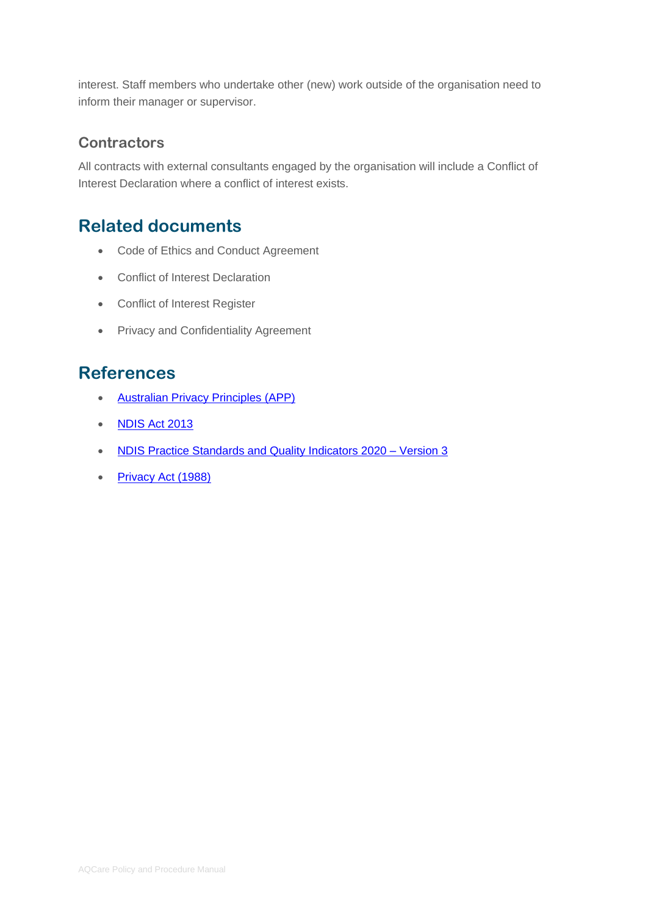interest. Staff members who undertake other (new) work outside of the organisation need to inform their manager or supervisor.

### Contractors

All contracts with external consultants engaged by the organisation will include a Conflict of Interest Declaration where a conflict of interest exists.

## Related documents

- Code of Ethics and Conduct Agreement
- Conflict of Interest Declaration
- Conflict of Interest Register
- Privacy and Confidentiality Agreement

## References

- Australian Privacy Principles (APP)
- NDIS Act 2013
- NDIS Practice Standards and Quality Indicators 2020 – Version 3
- Privacy Act (1988)